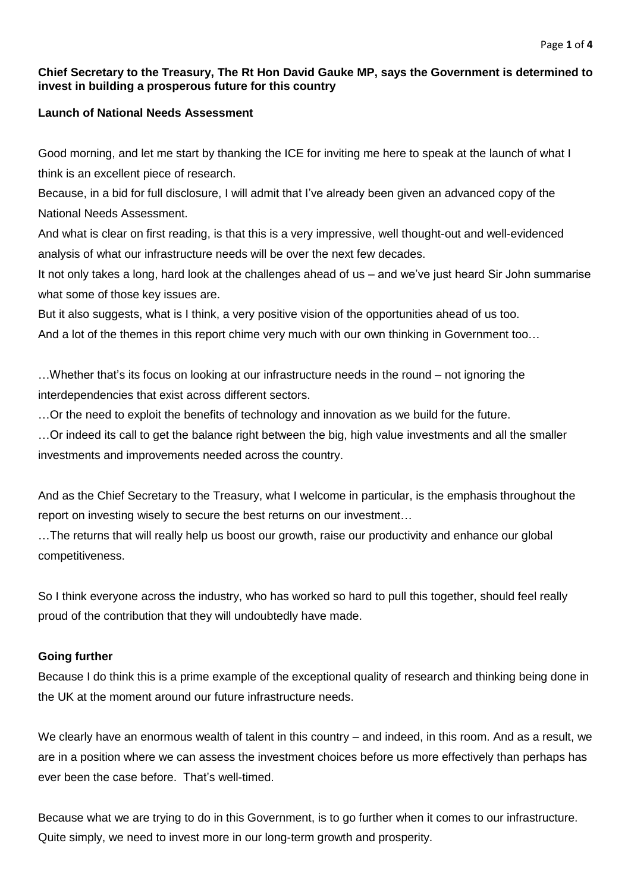**Chief Secretary to the Treasury, The Rt Hon David Gauke MP, says the Government is determined to invest in building a prosperous future for this country**

**Launch of National Needs Assessment**

Good morning, and let me start by thanking the ICE for inviting me here to speak at the launch of what I think is an excellent piece of research.

Because, in a bid for full disclosure, I will admit that I've already been given an advanced copy of the National Needs Assessment.

And what is clear on first reading, is that this is a very impressive, well thought-out and well-evidenced analysis of what our infrastructure needs will be over the next few decades.

It not only takes a long, hard look at the challenges ahead of us – and we've just heard Sir John summarise what some of those key issues are.

But it also suggests, what is I think, a very positive vision of the opportunities ahead of us too.

And a lot of the themes in this report chime very much with our own thinking in Government too…

…Whether that's its focus on looking at our infrastructure needs in the round – not ignoring the interdependencies that exist across different sectors.

…Or the need to exploit the benefits of technology and innovation as we build for the future.

…Or indeed its call to get the balance right between the big, high value investments and all the smaller investments and improvements needed across the country.

And as the Chief Secretary to the Treasury, what I welcome in particular, is the emphasis throughout the report on investing wisely to secure the best returns on our investment…

…The returns that will really help us boost our growth, raise our productivity and enhance our global competitiveness.

So I think everyone across the industry, who has worked so hard to pull this together, should feel really proud of the contribution that they will undoubtedly have made.

**Going further**

Because I do think this is a prime example of the exceptional quality of research and thinking being done in the UK at the moment around our future infrastructure needs.

We clearly have an enormous wealth of talent in this country – and indeed, in this room. And as a result, we are in a position where we can assess the investment choices before us more effectively than perhaps has ever been the case before. That's well-timed.

Because what we are trying to do in this Government, is to go further when it comes to our infrastructure. Quite simply, we need to invest more in our long-term growth and prosperity.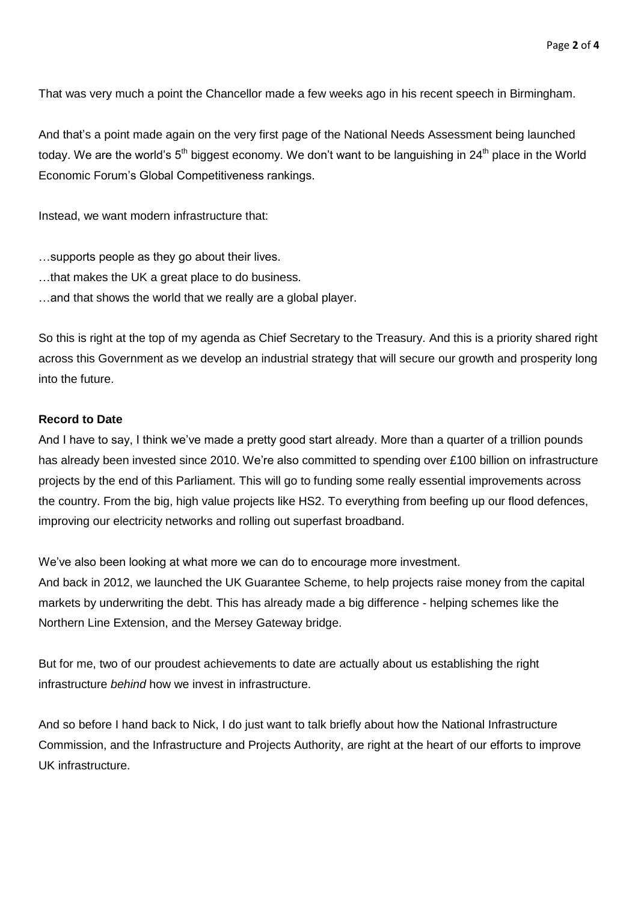That was very much a point the Chancellor made a few weeks ago in his recent speech in Birmingham.

And that's a point made again on the very first page of the National Needs Assessment being launched today. We are the world's 5th biggest economy. We don't want to be languishing in 24th place in the World Economic Forum's Global Competitiveness rankings.

Instead, we want modern infrastructure that:

…supports people as they go about their lives.
…that makes the UK a great place to do business.
…and that shows the world that we really are a global player.

So this is right at the top of my agenda as Chief Secretary to the Treasury. And this is a priority shared right across this Government as we develop an industrial strategy that will secure our growth and prosperity long into the future.

**Record to Date**

And I have to say, I think we've made a pretty good start already. More than a quarter of a trillion pounds has already been invested since 2010. We're also committed to spending over £100 billion on infrastructure projects by the end of this Parliament. This will go to funding some really essential improvements across the country. From the big, high value projects like HS2. To everything from beefing up our flood defences, improving our electricity networks and rolling out superfast broadband.

We've also been looking at what more we can do to encourage more investment.
And back in 2012, we launched the UK Guarantee Scheme, to help projects raise money from the capital markets by underwriting the debt. This has already made a big difference - helping schemes like the Northern Line Extension, and the Mersey Gateway bridge.

But for me, two of our proudest achievements to date are actually about us establishing the right infrastructure *behind* how we invest in infrastructure.

And so before I hand back to Nick, I do just want to talk briefly about how the National Infrastructure Commission, and the Infrastructure and Projects Authority, are right at the heart of our efforts to improve UK infrastructure.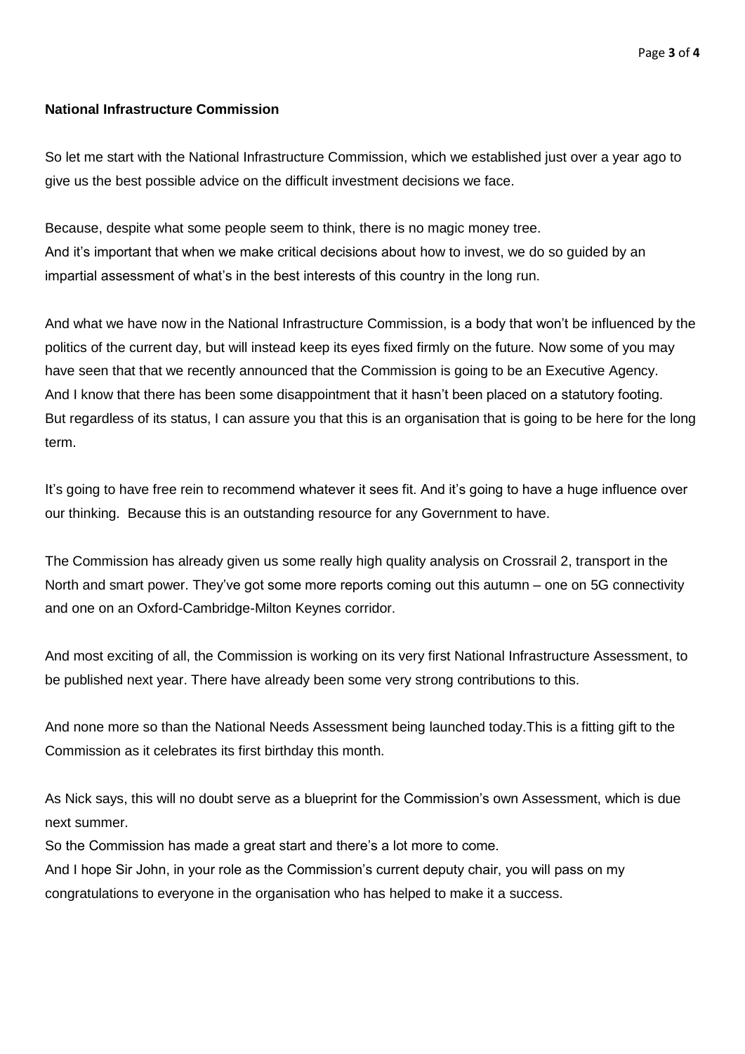**National Infrastructure Commission**

So let me start with the National Infrastructure Commission, which we established just over a year ago to give us the best possible advice on the difficult investment decisions we face.

Because, despite what some people seem to think, there is no magic money tree.
And it's important that when we make critical decisions about how to invest, we do so guided by an impartial assessment of what's in the best interests of this country in the long run.

And what we have now in the National Infrastructure Commission, is a body that won't be influenced by the politics of the current day, but will instead keep its eyes fixed firmly on the future. Now some of you may have seen that that we recently announced that the Commission is going to be an Executive Agency.
And I know that there has been some disappointment that it hasn't been placed on a statutory footing.
But regardless of its status, I can assure you that this is an organisation that is going to be here for the long term.

It's going to have free rein to recommend whatever it sees fit. And it's going to have a huge influence over our thinking. Because this is an outstanding resource for any Government to have.

The Commission has already given us some really high quality analysis on Crossrail 2, transport in the North and smart power. They've got some more reports coming out this autumn – one on 5G connectivity and one on an Oxford-Cambridge-Milton Keynes corridor.

And most exciting of all, the Commission is working on its very first National Infrastructure Assessment, to be published next year. There have already been some very strong contributions to this.

And none more so than the National Needs Assessment being launched today.This is a fitting gift to the Commission as it celebrates its first birthday this month.

As Nick says, this will no doubt serve as a blueprint for the Commission's own Assessment, which is due next summer.
So the Commission has made a great start and there's a lot more to come.
And I hope Sir John, in your role as the Commission's current deputy chair, you will pass on my congratulations to everyone in the organisation who has helped to make it a success.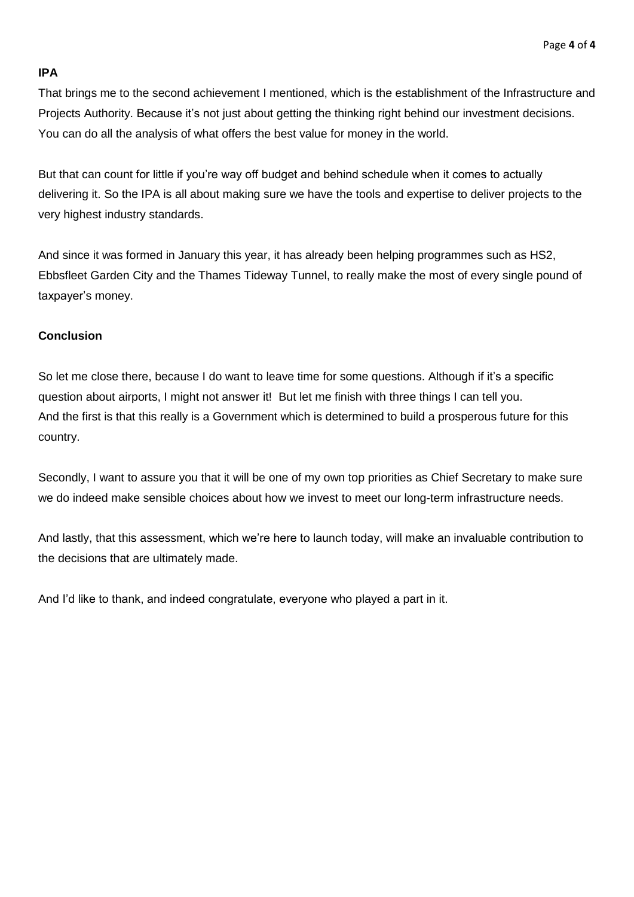**IPA**

That brings me to the second achievement I mentioned, which is the establishment of the Infrastructure and Projects Authority. Because it's not just about getting the thinking right behind our investment decisions. You can do all the analysis of what offers the best value for money in the world.

But that can count for little if you're way off budget and behind schedule when it comes to actually delivering it. So the IPA is all about making sure we have the tools and expertise to deliver projects to the very highest industry standards.

And since it was formed in January this year, it has already been helping programmes such as HS2, Ebbsfleet Garden City and the Thames Tideway Tunnel, to really make the most of every single pound of taxpayer's money.

**Conclusion**

So let me close there, because I do want to leave time for some questions. Although if it's a specific question about airports, I might not answer it! But let me finish with three things I can tell you.
And the first is that this really is a Government which is determined to build a prosperous future for this country.

Secondly, I want to assure you that it will be one of my own top priorities as Chief Secretary to make sure we do indeed make sensible choices about how we invest to meet our long-term infrastructure needs.

And lastly, that this assessment, which we're here to launch today, will make an invaluable contribution to the decisions that are ultimately made.

And I'd like to thank, and indeed congratulate, everyone who played a part in it.